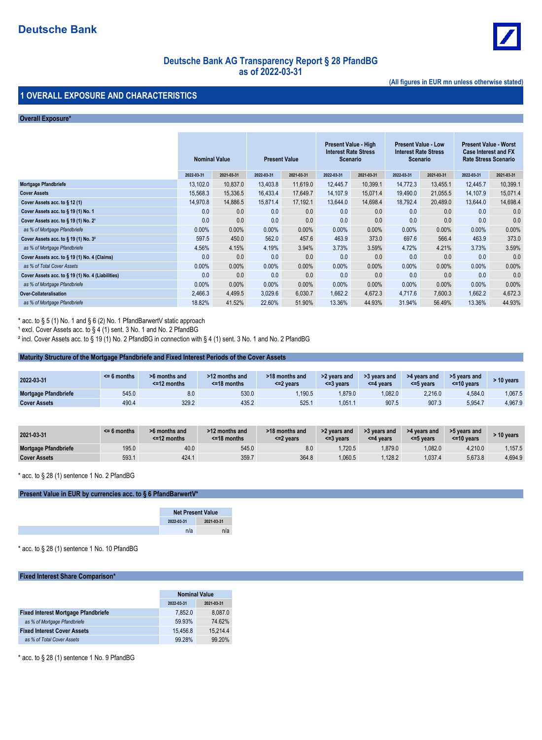# Deutsche Bank

## Deutsche Bank AG Transparency Report § 28 PfandBG as of 2022-03-31

(All figures in EUR mn unless otherwise stated)

## 1 OVERALL EXPOSURE AND CHARACTERISTICS

### Overall Exposure*

| | Nominal Value | | Present Value | | Present Value - High Interest Rate Stress Scenario | | Present Value - Low Interest Rate Stress Scenario | | Present Value - Worst Case Interest and FX Rate Stress Scenario | |
|---|---|---|---|---|---|---|---|---|---|---|
| | 2022-03-31 | 2021-03-31 | 2022-03-31 | 2021-03-31 | 2022-03-31 | 2021-03-31 | 2022-03-31 | 2021-03-31 | 2022-03-31 | 2021-03-31 |
| **Mortgage Pfandbriefe** | 13,102.0 | 10,837.0 | 13,403.8 | 11,619.0 | 12,445.7 | 10,399.1 | 14,772.3 | 13,455.1 | 12,445.7 | 10,399.1 |
| **Cover Assets** | 15,568.3 | 15,336.5 | 16,433.4 | 17,649.7 | 14,107.9 | 15,071.4 | 19,490.0 | 21,055.5 | 14,107.9 | 15,071.4 |
| **Cover Assets acc. to § 12 (1)** | 14,970.8 | 14,886.5 | 15,871.4 | 17,192.1 | 13,644.0 | 14,698.4 | 18,792.4 | 20,489.0 | 13,644.0 | 14,698.4 |
| **Cover Assets acc. to § 19 (1) No. 1** | 0.0 | 0.0 | 0.0 | 0.0 | 0.0 | 0.0 | 0.0 | 0.0 | 0.0 | 0.0 |
| **Cover Assets acc. to § 19 (1) No. 2[1]** | 0.0 | 0.0 | 0.0 | 0.0 | 0.0 | 0.0 | 0.0 | 0.0 | 0.0 | 0.0 |
| *as % of Mortgage Pfandbriefe* | 0.00% | 0.00% | 0.00% | 0.00% | 0.00% | 0.00% | 0.00% | 0.00% | 0.00% | 0.00% |
| **Cover Assets acc. to § 19 (1) No. 3[2]** | 597.5 | 450.0 | 562.0 | 457.6 | 463.9 | 373.0 | 697.6 | 566.4 | 463.9 | 373.0 |
| *as % of Mortgage Pfandbriefe* | 4.56% | 4.15% | 4.19% | 3.94% | 3.73% | 3.59% | 4.72% | 4.21% | 3.73% | 3.59% |
| **Cover Assets acc. to § 19 (1) No. 4 (Claims)** | 0.0 | 0.0 | 0.0 | 0.0 | 0.0 | 0.0 | 0.0 | 0.0 | 0.0 | 0.0 |
| *as % of Total Cover Assets* | 0.00% | 0.00% | 0.00% | 0.00% | 0.00% | 0.00% | 0.00% | 0.00% | 0.00% | 0.00% |
| **Cover Assets acc. to § 19 (1) No. 4 (Liabilities)** | 0.0 | 0.0 | 0.0 | 0.0 | 0.0 | 0.0 | 0.0 | 0.0 | 0.0 | 0.0 |
| *as % of Mortgage Pfandbriefe* | 0.00% | 0.00% | 0.00% | 0.00% | 0.00% | 0.00% | 0.00% | 0.00% | 0.00% | 0.00% |
| **Over-Collateralisation** | 2,466.3 | 4,499.5 | 3,029.6 | 6,030.7 | 1,662.2 | 4,672.3 | 4,717.6 | 7,600.3 | 1,662.2 | 4,672.3 |
| *as % of Mortgage Pfandbriefe* | 18.82% | 41.52% | 22.60% | 51.90% | 13.36% | 44.93% | 31.94% | 56.49% | 13.36% | 44.93% |

* acc. to § 5 (1) No. 1 and § 6 (2) No. 1 PfandBarwertV static approach

[1] excl. Cover Assets acc. to § 4 (1) sent. 3 No. 1 and No. 2 PfandBG

[2] incl. Cover Assets acc. to § 19 (1) No. 2 PfandBG in connection with § 4 (1) sent. 3 No. 1 and No. 2 PfandBG

### Maturity Structure of the Mortgage Pfandbriefe and Fixed Interest Periods of the Cover Assets

| 2022-03-31 | <= 6 months | >6 months and <=12 months | >12 months and <=18 months | >18 months and <=2 years | >2 years and <=3 years | >3 years and <=4 years | >4 years and <=5 years | >5 years and <=10 years | > 10 years |
|---|---|---|---|---|---|---|---|---|---|
| **Mortgage Pfandbriefe** | 545.0 | 8.0 | 530.0 | 1,190.5 | 1,879.0 | 1,082.0 | 2,216.0 | 4,584.0 | 1,067.5 |
| **Cover Assets** | 490.4 | 329.2 | 435.2 | 525.1 | 1,051.1 | 907.5 | 907.3 | 5,954.7 | 4,967.9 |

| 2021-03-31 | <= 6 months | >6 months and <=12 months | >12 months and <=18 months | >18 months and <=2 years | >2 years and <=3 years | >3 years and <=4 years | >4 years and <=5 years | >5 years and <=10 years | > 10 years |
|---|---|---|---|---|---|---|---|---|---|
| **Mortgage Pfandbriefe** | 195.0 | 40.0 | 545.0 | 8.0 | 1,720.5 | 1,879.0 | 1,082.0 | 4,210.0 | 1,157.5 |
| **Cover Assets** | 593.1 | 424.1 | 359.7 | 364.8 | 1,060.5 | 1,128.2 | 1,037.4 | 5,673.8 | 4,694.9 |

* acc. to § 28 (1) sentence 1 No. 2 PfandBG

### Present Value in EUR by currencies acc. to § 6 PfandBarwertV*

| | Net Present Value | |
|---|---|---|
| | 2022-03-31 | 2021-03-31 |
| | n/a | n/a |

* acc. to § 28 (1) sentence 1 No. 10 PfandBG

### Fixed Interest Share Comparison*

| | Nominal Value | |
|---|---|---|
| | 2022-03-31 | 2021-03-31 |
| **Fixed Interest Mortgage Pfandbriefe** | 7,852.0 | 8,087.0 |
| *as % of Mortgage Pfandbriefe* | 59.93% | 74.62% |
| **Fixed Interest Cover Assets** | 15,456.8 | 15,214.4 |
| *as % of Total Cover Assets* | 99.28% | 99.20% |

* acc. to § 28 (1) sentence 1 No. 9 PfandBG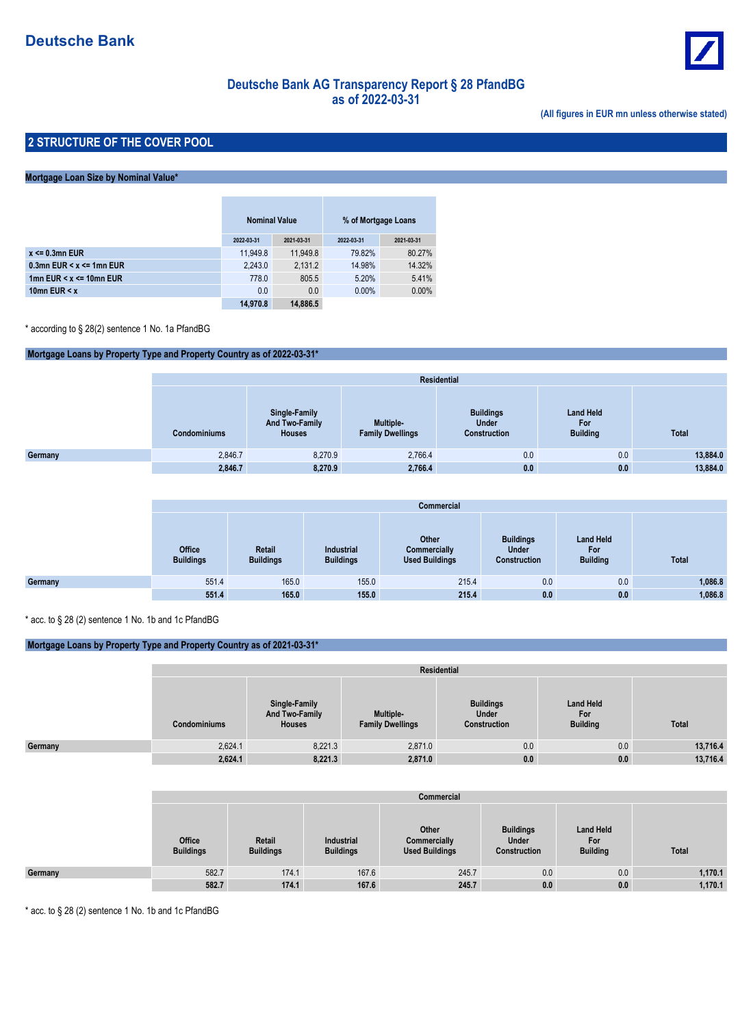# Deutsche Bank

## Deutsche Bank AG Transparency Report § 28 PfandBG as of 2022-03-31

**(All figures in EUR mn unless otherwise stated)**

## 2 STRUCTURE OF THE COVER POOL

### Mortgage Loan Size by Nominal Value*

| | Nominal Value | | % of Mortgage Loans | |
|---|---|---|---|---|
| | 2022-03-31 | 2021-03-31 | 2022-03-31 | 2021-03-31 |
| x <= 0.3mn EUR | 11,949.8 | 11,949.8 | 79.82% | 80.27% |
| 0.3mn EUR < x <= 1mn EUR | 2,243.0 | 2,131.2 | 14.98% | 14.32% |
| 1mn EUR < x <= 10mn EUR | 778.0 | 805.5 | 5.20% | 5.41% |
| 10mn EUR < x | 0.0 | 0.0 | 0.00% | 0.00% |
| | **14,970.8** | **14,886.5** | | |

\* according to § 28(2) sentence 1 No. 1a PfandBG

### Mortgage Loans by Property Type and Property Country as of 2022-03-31*

| | Residential | | | | | |
|---|---|---|---|---|---|---|
| | Condominiums | Single-Family And Two-Family Houses | Multiple-Family Dwellings | Buildings Under Construction | Land Held For Building | Total |
| Germany | 2,846.7 | 8,270.9 | 2,766.4 | 0.0 | 0.0 | **13,884.0** |
| | **2,846.7** | **8,270.9** | **2,766.4** | **0.0** | **0.0** | **13,884.0** |

| | Commercial | | | | | | |
|---|---|---|---|---|---|---|---|
| | Office Buildings | Retail Buildings | Industrial Buildings | Other Commercially Used Buildings | Buildings Under Construction | Land Held For Building | Total |
| Germany | 551.4 | 165.0 | 155.0 | 215.4 | 0.0 | 0.0 | **1,086.8** |
| | **551.4** | **165.0** | **155.0** | **215.4** | **0.0** | **0.0** | **1,086.8** |

\* acc. to § 28 (2) sentence 1 No. 1b and 1c PfandBG

### Mortgage Loans by Property Type and Property Country as of 2021-03-31*

| | Residential | | | | | |
|---|---|---|---|---|---|---|
| | Condominiums | Single-Family And Two-Family Houses | Multiple-Family Dwellings | Buildings Under Construction | Land Held For Building | Total |
| Germany | 2,624.1 | 8,221.3 | 2,871.0 | 0.0 | 0.0 | **13,716.4** |
| | **2,624.1** | **8,221.3** | **2,871.0** | **0.0** | **0.0** | **13,716.4** |

| | Commercial | | | | | | |
|---|---|---|---|---|---|---|---|
| | Office Buildings | Retail Buildings | Industrial Buildings | Other Commercially Used Buildings | Buildings Under Construction | Land Held For Building | Total |
| Germany | 582.7 | 174.1 | 167.6 | 245.7 | 0.0 | 0.0 | **1,170.1** |
| | **582.7** | **174.1** | **167.6** | **245.7** | **0.0** | **0.0** | **1,170.1** |

\* acc. to § 28 (2) sentence 1 No. 1b and 1c PfandBG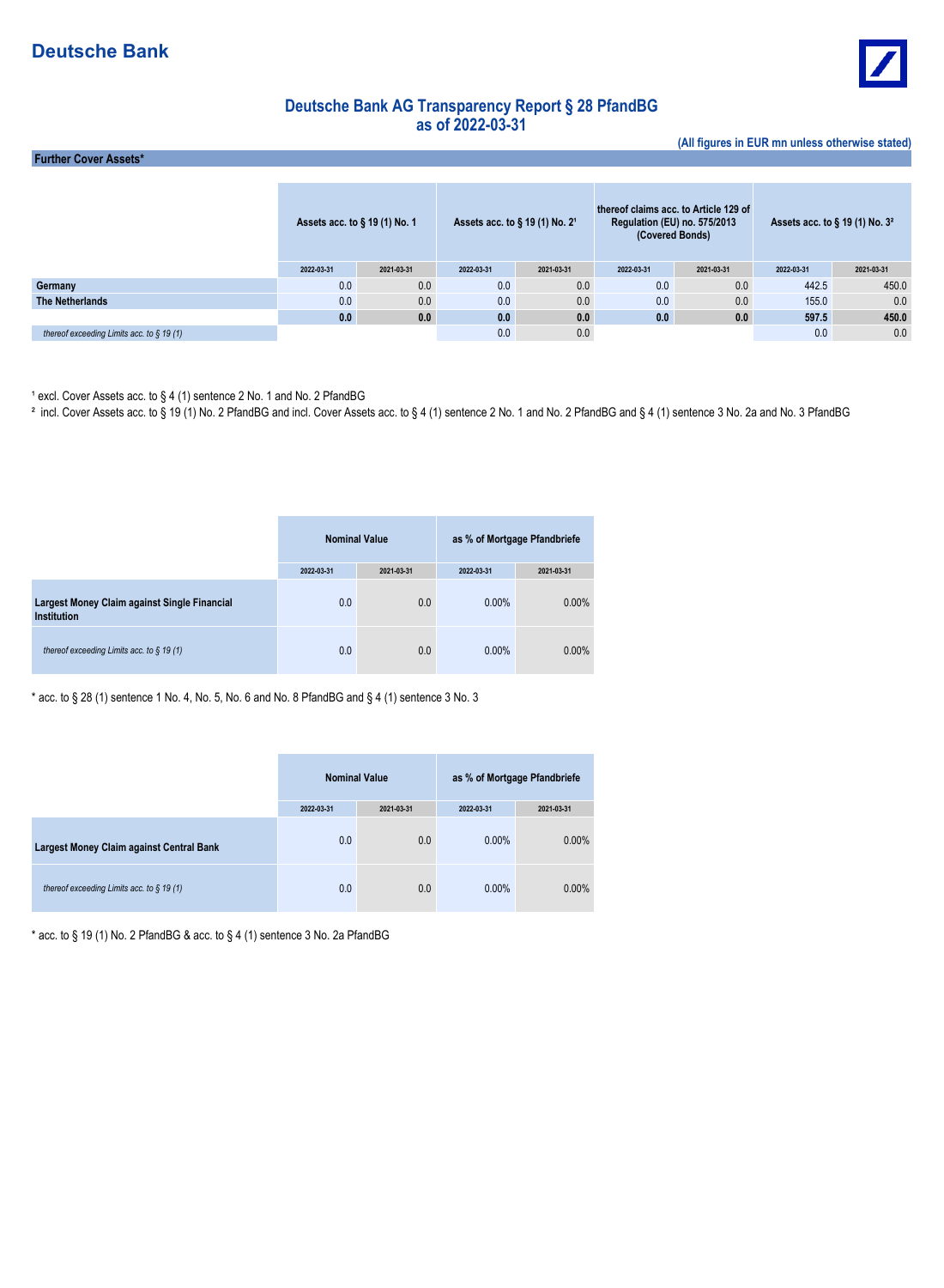# Deutsche Bank AG Transparency Report § 28 PfandBG as of 2022-03-31

**(All figures in EUR mn unless otherwise stated)**

## Further Cover Assets*

| | Assets acc. to § 19 (1) No. 1 | | Assets acc. to § 19 (1) No. 2[1] | | thereof claims acc. to Article 129 of Regulation (EU) no. 575/2013 (Covered Bonds) | | Assets acc. to § 19 (1) No. 3[2] | |
|---|---|---|---|---|---|---|---|---|
| | 2022-03-31 | 2021-03-31 | 2022-03-31 | 2021-03-31 | 2022-03-31 | 2021-03-31 | 2022-03-31 | 2021-03-31 |
| **Germany** | 0.0 | 0.0 | 0.0 | 0.0 | 0.0 | 0.0 | 442.5 | 450.0 |
| **The Netherlands** | 0.0 | 0.0 | 0.0 | 0.0 | 0.0 | 0.0 | 155.0 | 0.0 |
| | **0.0** | **0.0** | **0.0** | **0.0** | **0.0** | **0.0** | **597.5** | **450.0** |
| *thereof exceeding Limits acc. to § 19 (1)* | | | 0.0 | 0.0 | | | 0.0 | 0.0 |

[1] excl. Cover Assets acc. to § 4 (1) sentence 2 No. 1 and No. 2 PfandBG

[2] incl. Cover Assets acc. to § 19 (1) No. 2 PfandBG and incl. Cover Assets acc. to § 4 (1) sentence 2 No. 1 and No. 2 PfandBG and § 4 (1) sentence 3 No. 2a and No. 3 PfandBG

| | Nominal Value | | as % of Mortgage Pfandbriefe | |
|---|---|---|---|---|
| | 2022-03-31 | 2021-03-31 | 2022-03-31 | 2021-03-31 |
| **Largest Money Claim against Single Financial Institution** | 0.0 | 0.0 | 0.00% | 0.00% |
| *thereof exceeding Limits acc. to § 19 (1)* | 0.0 | 0.0 | 0.00% | 0.00% |

* acc. to § 28 (1) sentence 1 No. 4, No. 5, No. 6 and No. 8 PfandBG and § 4 (1) sentence 3 No. 3

| | Nominal Value | | as % of Mortgage Pfandbriefe | |
|---|---|---|---|---|
| | 2022-03-31 | 2021-03-31 | 2022-03-31 | 2021-03-31 |
| **Largest Money Claim against Central Bank** | 0.0 | 0.0 | 0.00% | 0.00% |
| *thereof exceeding Limits acc. to § 19 (1)* | 0.0 | 0.0 | 0.00% | 0.00% |

* acc. to § 19 (1) No. 2 PfandBG & acc. to § 4 (1) sentence 3 No. 2a PfandBG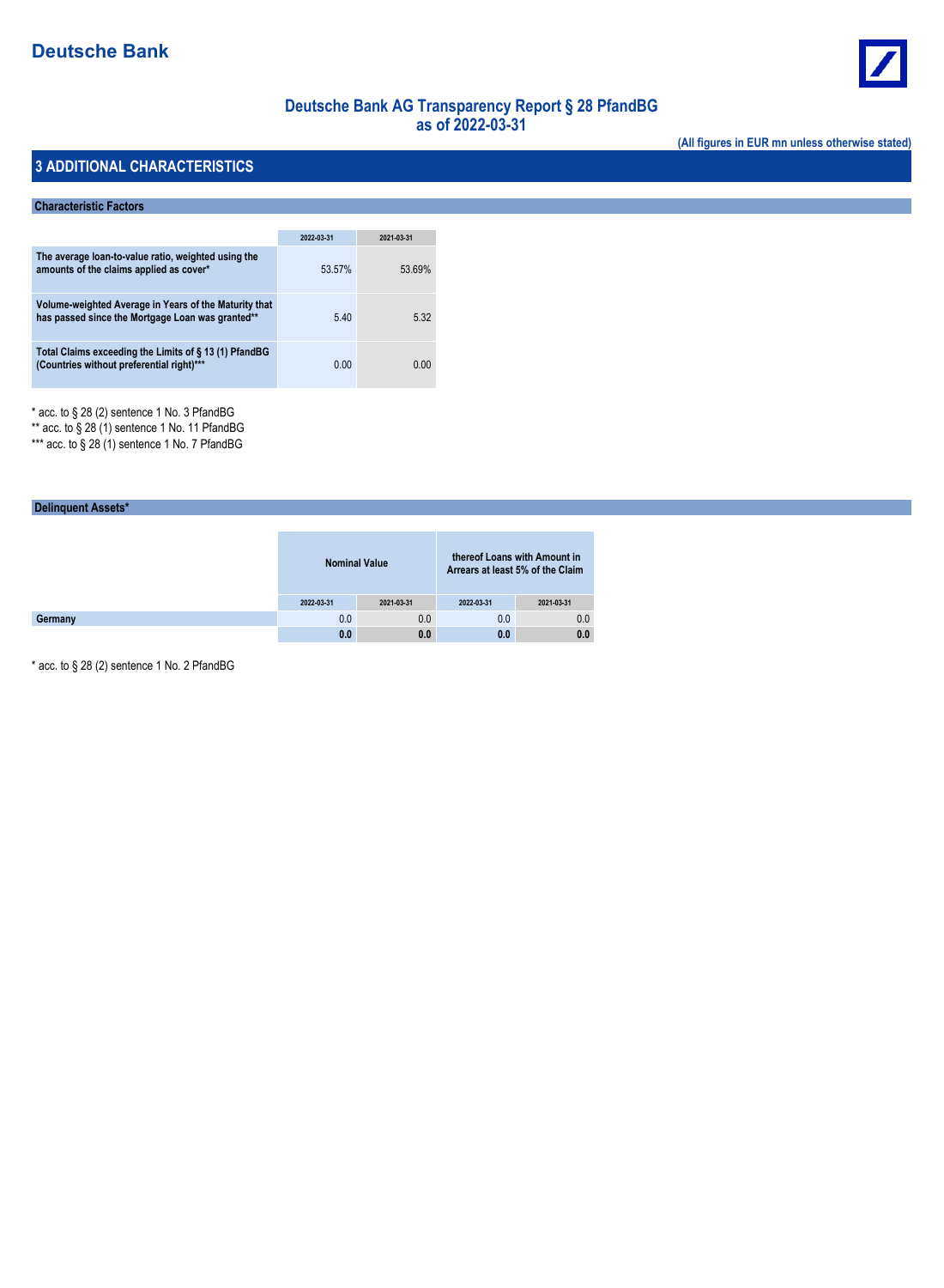# Deutsche Bank

## Deutsche Bank AG Transparency Report § 28 PfandBG
## as of 2022-03-31

**(All figures in EUR mn unless otherwise stated)**

## 3 ADDITIONAL CHARACTERISTICS

### Characteristic Factors

| | 2022-03-31 | 2021-03-31 |
|---|---|---|
| **The average loan-to-value ratio, weighted using the amounts of the claims applied as cover*** | 53.57% | 53.69% |
| **Volume-weighted Average in Years of the Maturity that has passed since the Mortgage Loan was granted**** | 5.40 | 5.32 |
| **Total Claims exceeding the Limits of § 13 (1) PfandBG (Countries without preferential right)***** | 0.00 | 0.00 |

* acc. to § 28 (2) sentence 1 No. 3 PfandBG
** acc. to § 28 (1) sentence 1 No. 11 PfandBG
*** acc. to § 28 (1) sentence 1 No. 7 PfandBG

### Delinquent Assets*

| | Nominal Value | | thereof Loans with Amount in Arrears at least 5% of the Claim | |
|---|---|---|---|---|
| | 2022-03-31 | 2021-03-31 | 2022-03-31 | 2021-03-31 |
| **Germany** | 0.0 | 0.0 | 0.0 | 0.0 |
| | **0.0** | **0.0** | **0.0** | **0.0** |

* acc. to § 28 (2) sentence 1 No. 2 PfandBG